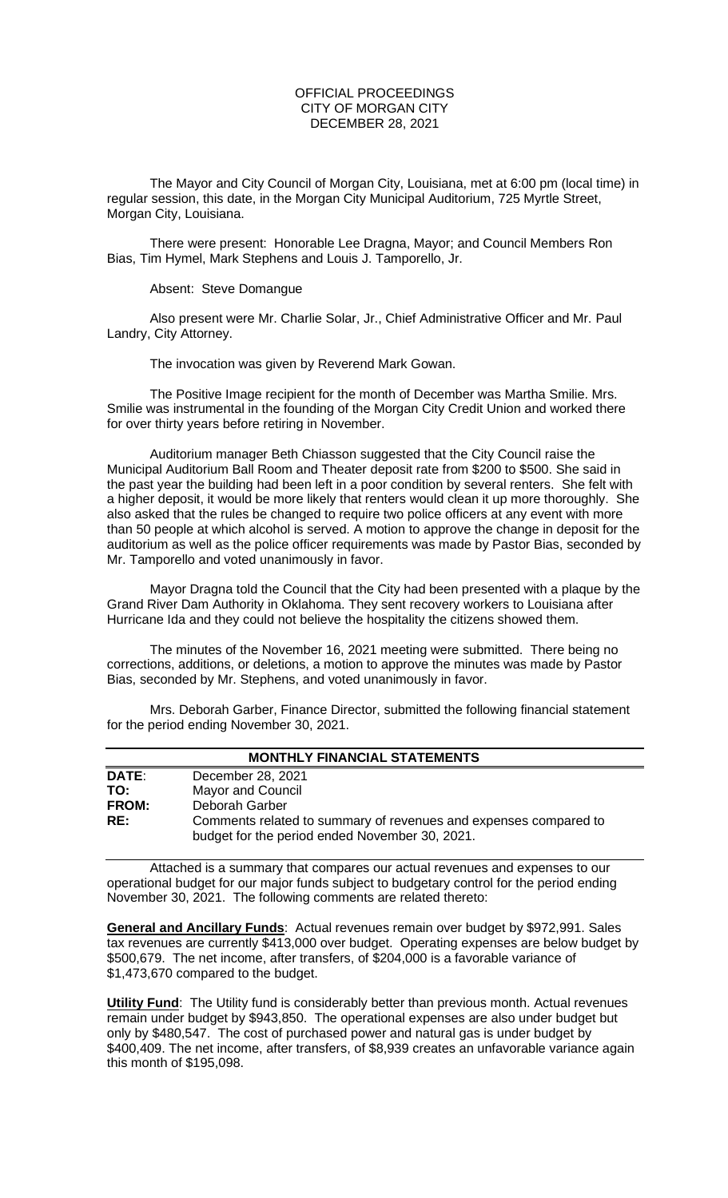OFFICIAL PROCEEDINGS
CITY OF MORGAN CITY
DECEMBER 28, 2021

The Mayor and City Council of Morgan City, Louisiana, met at 6:00 pm (local time) in regular session, this date, in the Morgan City Municipal Auditorium, 725 Myrtle Street, Morgan City, Louisiana.

There were present: Honorable Lee Dragna, Mayor; and Council Members Ron Bias, Tim Hymel, Mark Stephens and Louis J. Tamporello, Jr.

Absent: Steve Domangue

Also present were Mr. Charlie Solar, Jr., Chief Administrative Officer and Mr. Paul Landry, City Attorney.

The invocation was given by Reverend Mark Gowan.

The Positive Image recipient for the month of December was Martha Smilie. Mrs. Smilie was instrumental in the founding of the Morgan City Credit Union and worked there for over thirty years before retiring in November.

Auditorium manager Beth Chiasson suggested that the City Council raise the Municipal Auditorium Ball Room and Theater deposit rate from $200 to $500. She said in the past year the building had been left in a poor condition by several renters. She felt with a higher deposit, it would be more likely that renters would clean it up more thoroughly. She also asked that the rules be changed to require two police officers at any event with more than 50 people at which alcohol is served. A motion to approve the change in deposit for the auditorium as well as the police officer requirements was made by Pastor Bias, seconded by Mr. Tamporello and voted unanimously in favor.

Mayor Dragna told the Council that the City had been presented with a plaque by the Grand River Dam Authority in Oklahoma. They sent recovery workers to Louisiana after Hurricane Ida and they could not believe the hospitality the citizens showed them.

The minutes of the November 16, 2021 meeting were submitted. There being no corrections, additions, or deletions, a motion to approve the minutes was made by Pastor Bias, seconded by Mr. Stephens, and voted unanimously in favor.

Mrs. Deborah Garber, Finance Director, submitted the following financial statement for the period ending November 30, 2021.

**MONTHLY FINANCIAL STATEMENTS**

| | |
|---|---|
| **DATE**: | December 28, 2021 |
| **TO:** | Mayor and Council |
| **FROM:** | Deborah Garber |
| **RE:** | Comments related to summary of revenues and expenses compared to budget for the period ended November 30, 2021. |

Attached is a summary that compares our actual revenues and expenses to our operational budget for our major funds subject to budgetary control for the period ending November 30, 2021. The following comments are related thereto:

**General and Ancillary Funds**: Actual revenues remain over budget by $972,991. Sales tax revenues are currently $413,000 over budget. Operating expenses are below budget by $500,679. The net income, after transfers, of $204,000 is a favorable variance of $1,473,670 compared to the budget.

**Utility Fund**: The Utility fund is considerably better than previous month. Actual revenues remain under budget by $943,850. The operational expenses are also under budget but only by $480,547. The cost of purchased power and natural gas is under budget by $400,409. The net income, after transfers, of $8,939 creates an unfavorable variance again this month of $195,098.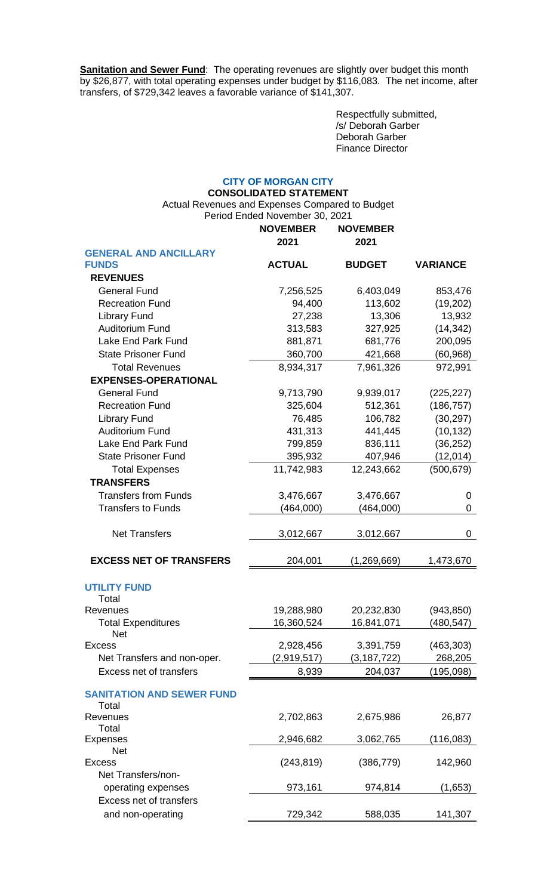**Sanitation and Sewer Fund**: The operating revenues are slightly over budget this month by $26,877, with total operating expenses under budget by $116,083. The net income, after transfers, of $729,342 leaves a favorable variance of $141,307.

Respectfully submitted,
/s/ Deborah Garber
Deborah Garber
Finance Director

## CITY OF MORGAN CITY

**CONSOLIDATED STATEMENT**

Actual Revenues and Expenses Compared to Budget
Period Ended November 30, 2021

| | NOVEMBER 2021 | NOVEMBER 2021 | |
|---|---|---|---|
| **GENERAL AND ANCILLARY FUNDS** | **ACTUAL** | **BUDGET** | **VARIANCE** |
| **REVENUES** | | | |
| General Fund | 7,256,525 | 6,403,049 | 853,476 |
| Recreation Fund | 94,400 | 113,602 | (19,202) |
| Library Fund | 27,238 | 13,306 | 13,932 |
| Auditorium Fund | 313,583 | 327,925 | (14,342) |
| Lake End Park Fund | 881,871 | 681,776 | 200,095 |
| State Prisoner Fund | 360,700 | 421,668 | (60,968) |
| Total Revenues | 8,934,317 | 7,961,326 | 972,991 |
| **EXPENSES-OPERATIONAL** | | | |
| General Fund | 9,713,790 | 9,939,017 | (225,227) |
| Recreation Fund | 325,604 | 512,361 | (186,757) |
| Library Fund | 76,485 | 106,782 | (30,297) |
| Auditorium Fund | 431,313 | 441,445 | (10,132) |
| Lake End Park Fund | 799,859 | 836,111 | (36,252) |
| State Prisoner Fund | 395,932 | 407,946 | (12,014) |
| Total Expenses | 11,742,983 | 12,243,662 | (500,679) |
| **TRANSFERS** | | | |
| Transfers from Funds | 3,476,667 | 3,476,667 | 0 |
| Transfers to Funds | (464,000) | (464,000) | 0 |
| Net Transfers | 3,012,667 | 3,012,667 | 0 |
| **EXCESS NET OF TRANSFERS** | 204,001 | (1,269,669) | 1,473,670 |
| **UTILITY FUND** | | | |
| Total Revenues | 19,288,980 | 20,232,830 | (943,850) |
| Total Expenditures | 16,360,524 | 16,841,071 | (480,547) |
| Net Excess | 2,928,456 | 3,391,759 | (463,303) |
| Net Transfers and non-oper. | (2,919,517) | (3,187,722) | 268,205 |
| Excess net of transfers | 8,939 | 204,037 | (195,098) |
| **SANITATION AND SEWER FUND** | | | |
| Total Revenues | 2,702,863 | 2,675,986 | 26,877 |
| Total Expenses | 2,946,682 | 3,062,765 | (116,083) |
| Net Excess | (243,819) | (386,779) | 142,960 |
| Net Transfers/non-operating expenses | 973,161 | 974,814 | (1,653) |
| Excess net of transfers and non-operating | 729,342 | 588,035 | 141,307 |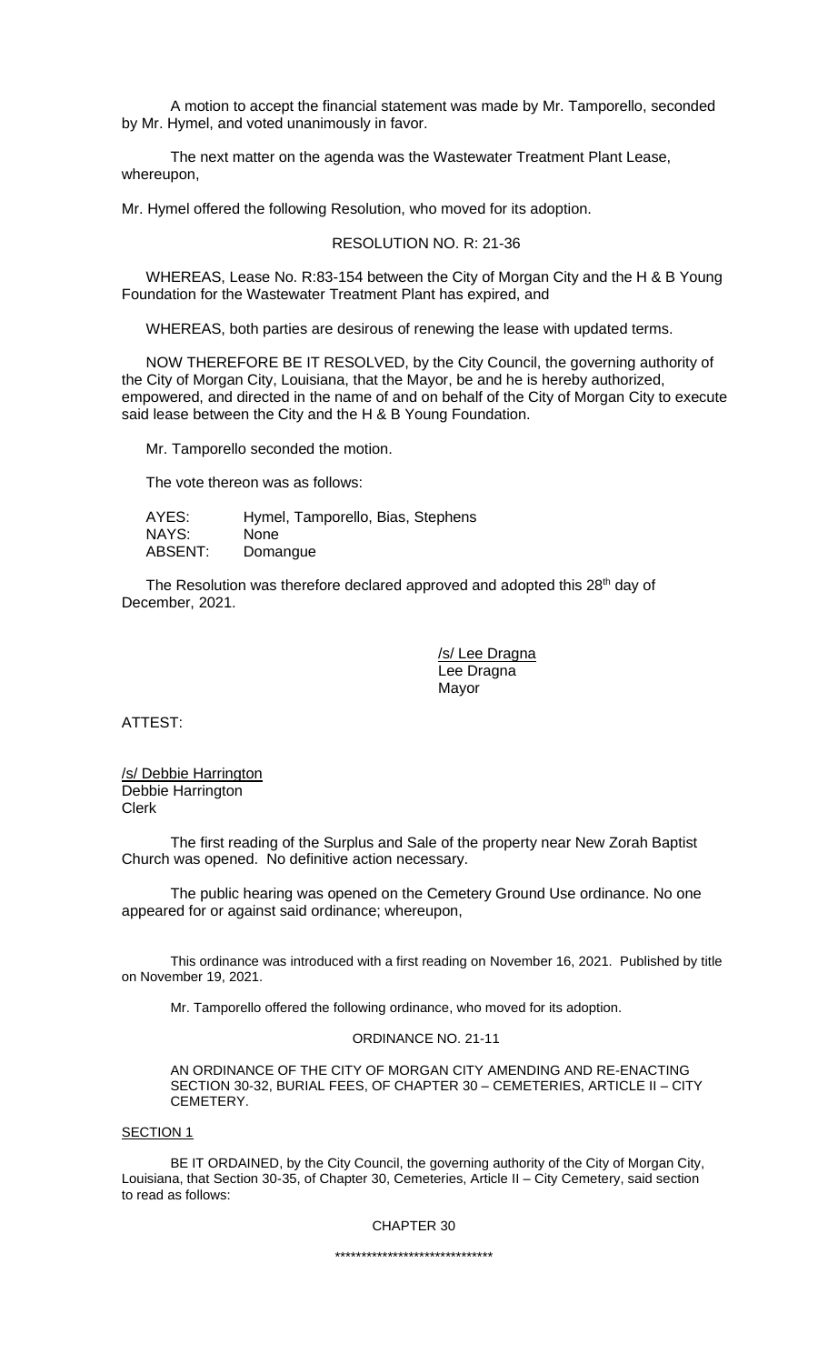A motion to accept the financial statement was made by Mr. Tamporello, seconded by Mr. Hymel, and voted unanimously in favor.

The next matter on the agenda was the Wastewater Treatment Plant Lease, whereupon,

Mr. Hymel offered the following Resolution, who moved for its adoption.

RESOLUTION NO. R: 21-36

WHEREAS, Lease No. R:83-154 between the City of Morgan City and the H & B Young Foundation for the Wastewater Treatment Plant has expired, and

WHEREAS, both parties are desirous of renewing the lease with updated terms.

NOW THEREFORE BE IT RESOLVED, by the City Council, the governing authority of the City of Morgan City, Louisiana, that the Mayor, be and he is hereby authorized, empowered, and directed in the name of and on behalf of the City of Morgan City to execute said lease between the City and the H & B Young Foundation.

Mr. Tamporello seconded the motion.

The vote thereon was as follows:

| | |
|---|---|
| AYES: | Hymel, Tamporello, Bias, Stephens |
| NAYS: | None |
| ABSENT: | Domangue |

The Resolution was therefore declared approved and adopted this 28th day of December, 2021.

/s/ Lee Dragna
Lee Dragna
Mayor

ATTEST:

/s/ Debbie Harrington
Debbie Harrington
Clerk

The first reading of the Surplus and Sale of the property near New Zorah Baptist Church was opened. No definitive action necessary.

The public hearing was opened on the Cemetery Ground Use ordinance. No one appeared for or against said ordinance; whereupon,

This ordinance was introduced with a first reading on November 16, 2021. Published by title on November 19, 2021.

Mr. Tamporello offered the following ordinance, who moved for its adoption.

ORDINANCE NO. 21-11

AN ORDINANCE OF THE CITY OF MORGAN CITY AMENDING AND RE-ENACTING SECTION 30-32, BURIAL FEES, OF CHAPTER 30 – CEMETERIES, ARTICLE II – CITY CEMETERY.

SECTION 1

BE IT ORDAINED, by the City Council, the governing authority of the City of Morgan City, Louisiana, that Section 30-35, of Chapter 30, Cemeteries, Article II – City Cemetery, said section to read as follows:

CHAPTER 30

******************************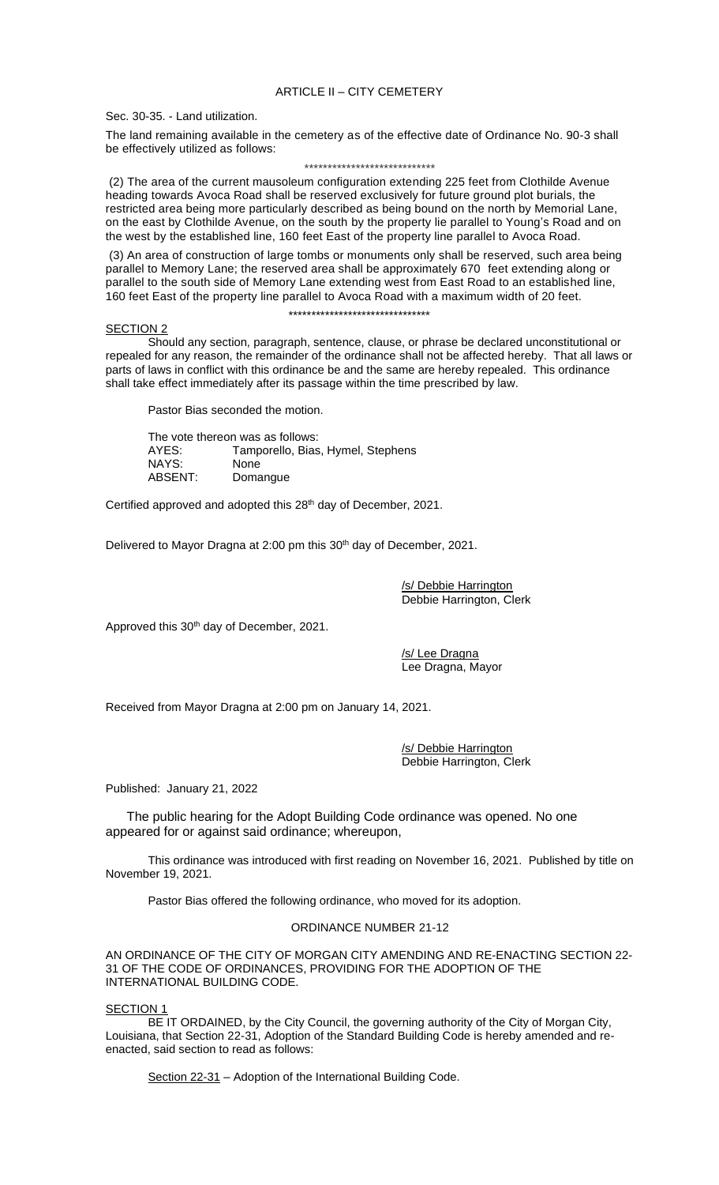## ARTICLE II – CITY CEMETERY

Sec. 30-35. - Land utilization.

The land remaining available in the cemetery as of the effective date of Ordinance No. 90-3 shall be effectively utilized as follows:

****************************

(2) The area of the current mausoleum configuration extending 225 feet from Clothilde Avenue heading towards Avoca Road shall be reserved exclusively for future ground plot burials, the restricted area being more particularly described as being bound on the north by Memorial Lane, on the east by Clothilde Avenue, on the south by the property lie parallel to Young's Road and on the west by the established line, 160 feet East of the property line parallel to Avoca Road.

(3) An area of construction of large tombs or monuments only shall be reserved, such area being parallel to Memory Lane; the reserved area shall be approximately 670 feet extending along or parallel to the south side of Memory Lane extending west from East Road to an established line, 160 feet East of the property line parallel to Avoca Road with a maximum width of 20 feet.

******************************

SECTION 2

Should any section, paragraph, sentence, clause, or phrase be declared unconstitutional or repealed for any reason, the remainder of the ordinance shall not be affected hereby. That all laws or parts of laws in conflict with this ordinance be and the same are hereby repealed. This ordinance shall take effect immediately after its passage within the time prescribed by law.

Pastor Bias seconded the motion.

The vote thereon was as follows:
AYES: Tamporello, Bias, Hymel, Stephens
NAYS: None
ABSENT: Domangue

Certified approved and adopted this 28th day of December, 2021.

Delivered to Mayor Dragna at 2:00 pm this 30th day of December, 2021.

/s/ Debbie Harrington
Debbie Harrington, Clerk

Approved this 30th day of December, 2021.

/s/ Lee Dragna
Lee Dragna, Mayor

Received from Mayor Dragna at 2:00 pm on January 14, 2021.

/s/ Debbie Harrington
Debbie Harrington, Clerk

Published: January 21, 2022

The public hearing for the Adopt Building Code ordinance was opened. No one appeared for or against said ordinance; whereupon,

This ordinance was introduced with first reading on November 16, 2021. Published by title on November 19, 2021.

Pastor Bias offered the following ordinance, who moved for its adoption.

## ORDINANCE NUMBER 21-12

AN ORDINANCE OF THE CITY OF MORGAN CITY AMENDING AND RE-ENACTING SECTION 22-31 OF THE CODE OF ORDINANCES, PROVIDING FOR THE ADOPTION OF THE INTERNATIONAL BUILDING CODE.

SECTION 1

BE IT ORDAINED, by the City Council, the governing authority of the City of Morgan City, Louisiana, that Section 22-31, Adoption of the Standard Building Code is hereby amended and re-enacted, said section to read as follows:

Section 22-31 – Adoption of the International Building Code.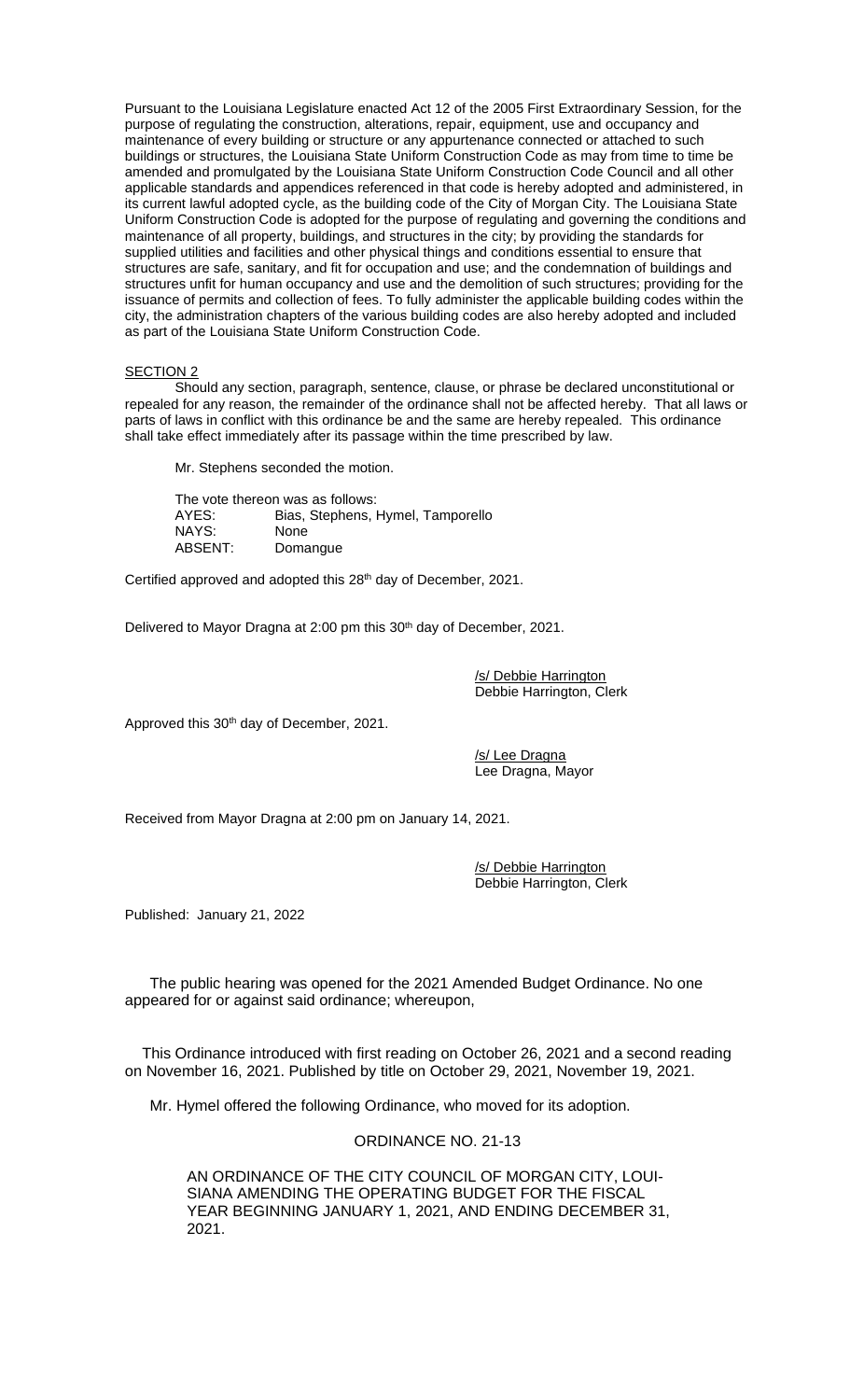Pursuant to the Louisiana Legislature enacted Act 12 of the 2005 First Extraordinary Session, for the purpose of regulating the construction, alterations, repair, equipment, use and occupancy and maintenance of every building or structure or any appurtenance connected or attached to such buildings or structures, the Louisiana State Uniform Construction Code as may from time to time be amended and promulgated by the Louisiana State Uniform Construction Code Council and all other applicable standards and appendices referenced in that code is hereby adopted and administered, in its current lawful adopted cycle, as the building code of the City of Morgan City. The Louisiana State Uniform Construction Code is adopted for the purpose of regulating and governing the conditions and maintenance of all property, buildings, and structures in the city; by providing the standards for supplied utilities and facilities and other physical things and conditions essential to ensure that structures are safe, sanitary, and fit for occupation and use; and the condemnation of buildings and structures unfit for human occupancy and use and the demolition of such structures; providing for the issuance of permits and collection of fees. To fully administer the applicable building codes within the city, the administration chapters of the various building codes are also hereby adopted and included as part of the Louisiana State Uniform Construction Code.

SECTION 2

Should any section, paragraph, sentence, clause, or phrase be declared unconstitutional or repealed for any reason, the remainder of the ordinance shall not be affected hereby. That all laws or parts of laws in conflict with this ordinance be and the same are hereby repealed. This ordinance shall take effect immediately after its passage within the time prescribed by law.

Mr. Stephens seconded the motion.

The vote thereon was as follows:
AYES: Bias, Stephens, Hymel, Tamporello
NAYS: None
ABSENT: Domangue

Certified approved and adopted this 28th day of December, 2021.

Delivered to Mayor Dragna at 2:00 pm this 30th day of December, 2021.

/s/ Debbie Harrington
Debbie Harrington, Clerk

Approved this 30th day of December, 2021.

/s/ Lee Dragna
Lee Dragna, Mayor

Received from Mayor Dragna at 2:00 pm on January 14, 2021.

/s/ Debbie Harrington
Debbie Harrington, Clerk

Published: January 21, 2022

The public hearing was opened for the 2021 Amended Budget Ordinance. No one appeared for or against said ordinance; whereupon,

This Ordinance introduced with first reading on October 26, 2021 and a second reading on November 16, 2021. Published by title on October 29, 2021, November 19, 2021.

Mr. Hymel offered the following Ordinance, who moved for its adoption.

ORDINANCE NO. 21-13

AN ORDINANCE OF THE CITY COUNCIL OF MORGAN CITY, LOUISIANA AMENDING THE OPERATING BUDGET FOR THE FISCAL YEAR BEGINNING JANUARY 1, 2021, AND ENDING DECEMBER 31, 2021.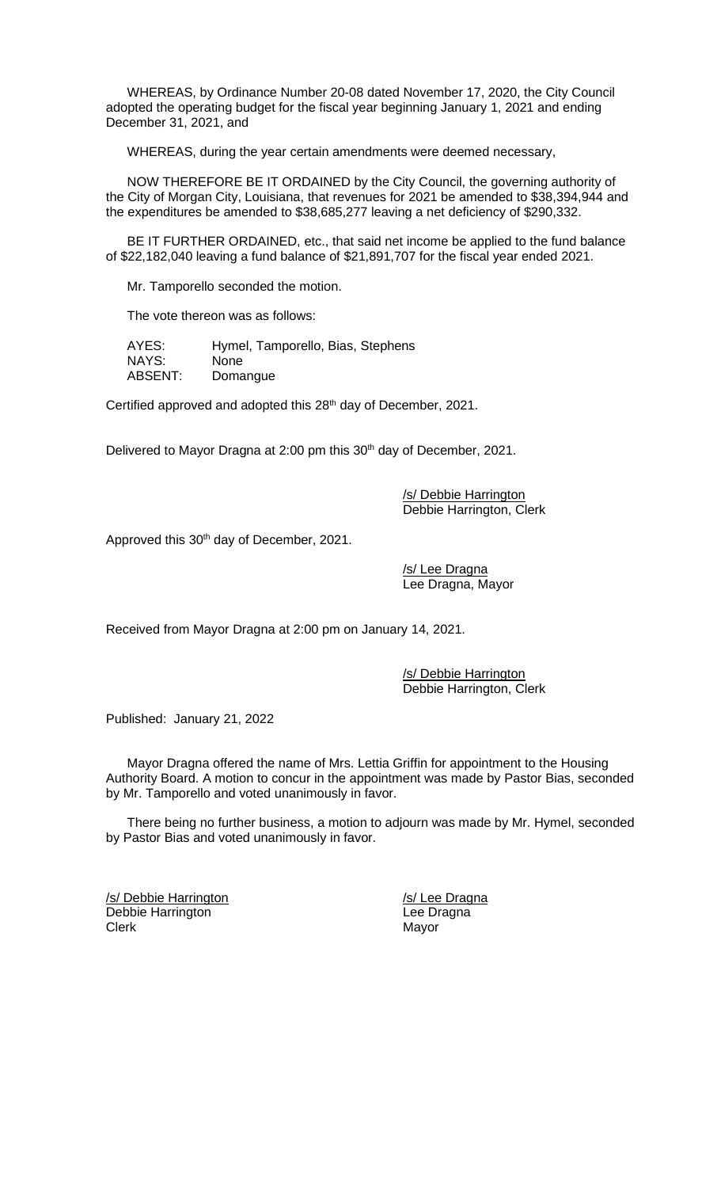WHEREAS, by Ordinance Number 20-08 dated November 17, 2020, the City Council adopted the operating budget for the fiscal year beginning January 1, 2021 and ending December 31, 2021, and

WHEREAS, during the year certain amendments were deemed necessary,

NOW THEREFORE BE IT ORDAINED by the City Council, the governing authority of the City of Morgan City, Louisiana, that revenues for 2021 be amended to $38,394,944 and the expenditures be amended to $38,685,277 leaving a net deficiency of $290,332.

BE IT FURTHER ORDAINED, etc., that said net income be applied to the fund balance of $22,182,040 leaving a fund balance of $21,891,707 for the fiscal year ended 2021.

Mr. Tamporello seconded the motion.

The vote thereon was as follows:

| | |
|---|---|
| AYES: | Hymel, Tamporello, Bias, Stephens |
| NAYS: | None |
| ABSENT: | Domangue |

Certified approved and adopted this 28th day of December, 2021.

Delivered to Mayor Dragna at 2:00 pm this 30th day of December, 2021.

/s/ Debbie Harrington
Debbie Harrington, Clerk

Approved this 30th day of December, 2021.

/s/ Lee Dragna
Lee Dragna, Mayor

Received from Mayor Dragna at 2:00 pm on January 14, 2021.

/s/ Debbie Harrington
Debbie Harrington, Clerk

Published: January 21, 2022

Mayor Dragna offered the name of Mrs. Lettia Griffin for appointment to the Housing Authority Board. A motion to concur in the appointment was made by Pastor Bias, seconded by Mr. Tamporello and voted unanimously in favor.

There being no further business, a motion to adjourn was made by Mr. Hymel, seconded by Pastor Bias and voted unanimously in favor.

/s/ Debbie Harrington
Debbie Harrington
Clerk

/s/ Lee Dragna
Lee Dragna
Mayor